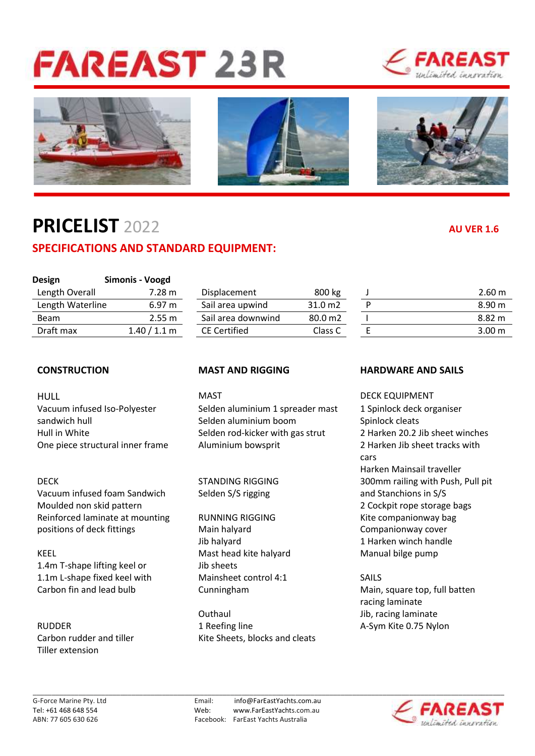# FAREAST 23R

## PRICELIST 2022

AU VER 1.6

### SPECIFICATIONS AND STANDARD EQUIPMENT:

| Design | Simonis - Voogd |
|---|---|
| Length Overall | 7.28 m |
| Length Waterline | 6.97 m |
| Beam | 2.55 m |
| Draft max | 1.40 / 1.1 m |

| | |
|---|---|
| Displacement | 800 kg |
| Sail area upwind | 31.0 m2 |
| Sail area downwind | 80.0 m2 |
| CE Certified | Class C |

| | |
|---|---|
| J | 2.60 m |
| P | 8.90 m |
| I | 8.82 m |
| E | 3.00 m |

### CONSTRUCTION

HULL
Vacuum infused Iso-Polyester sandwich hull
Hull in White
One piece structural inner frame

DECK
Vacuum infused foam Sandwich
Moulded non skid pattern
Reinforced laminate at mounting positions of deck fittings

KEEL
1.4m T-shape lifting keel or
1.1m L-shape fixed keel with
Carbon fin and lead bulb

RUDDER
Carbon rudder and tiller
Tiller extension

### MAST AND RIGGING

MAST
Selden aluminium 1 spreader mast
Selden aluminium boom
Selden rod-kicker with gas strut
Aluminium bowsprit

STANDING RIGGING
Selden S/S rigging

RUNNING RIGGING
Main halyard
Jib halyard
Mast head kite halyard
Jib sheets
Mainsheet control 4:1
Cunningham

Outhaul
1 Reefing line
Kite Sheets, blocks and cleats

### HARDWARE AND SAILS

DECK EQUIPMENT
1 Spinlock deck organiser
Spinlock cleats
2 Harken 20.2 Jib sheet winches
2 Harken Jib sheet tracks with cars
Harken Mainsail traveller
300mm railing with Push, Pull pit and Stanchions in S/S
2 Cockpit rope storage bags
Kite companionway bag
Companionway cover
1 Harken winch handle
Manual bilge pump

SAILS
Main, square top, full batten racing laminate
Jib, racing laminate
A-Sym Kite 0.75 Nylon

G-Force Marine Pty. Ltd
Tel: +61 468 648 554
ABN: 77 605 630 626

Email: info@FarEastYachts.com.au
Web: www.FarEastYachts.com.au
Facebook: FarEast Yachts Australia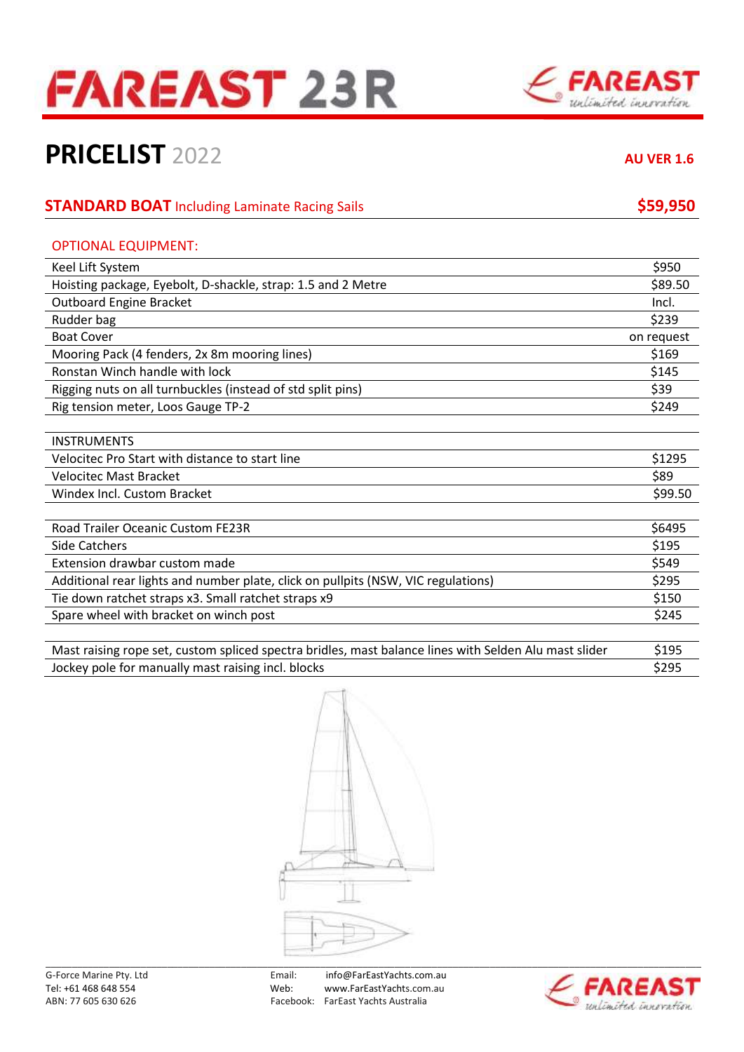# FAREAST 23R

## PRICELIST 2022

AU VER 1.6

**STANDARD BOAT** Including Laminate Racing Sails **$59,950**

OPTIONAL EQUIPMENT:

| | |
|---|---|
| Keel Lift System | $950 |
| Hoisting package, Eyebolt, D-shackle, strap: 1.5 and 2 Metre | $89.50 |
| Outboard Engine Bracket | Incl. |
| Rudder bag | $239 |
| Boat Cover | on request |
| Mooring Pack (4 fenders, 2x 8m mooring lines) | $169 |
| Ronstan Winch handle with lock | $145 |
| Rigging nuts on all turnbuckles (instead of std split pins) | $39 |
| Rig tension meter, Loos Gauge TP-2 | $249 |

| | |
|---|---|
| INSTRUMENTS | |
| Velocitec Pro Start with distance to start line | $1295 |
| Velocitec Mast Bracket | $89 |
| Windex Incl. Custom Bracket | $99.50 |

| | |
|---|---|
| Road Trailer Oceanic Custom FE23R | $6495 |
| Side Catchers | $195 |
| Extension drawbar custom made | $549 |
| Additional rear lights and number plate, click on pullpits (NSW, VIC regulations) | $295 |
| Tie down ratchet straps x3. Small ratchet straps x9 | $150 |
| Spare wheel with bracket on winch post | $245 |

| | |
|---|---|
| Mast raising rope set, custom spliced spectra bridles, mast balance lines with Selden Alu mast slider | $195 |
| Jockey pole for manually mast raising incl. blocks | $295 |

G-Force Marine Pty. Ltd
Tel: +61 468 648 554
ABN: 77 605 630 626

Email: info@FarEastYachts.com.au
Web: www.FarEastYachts.com.au
Facebook: FarEast Yachts Australia